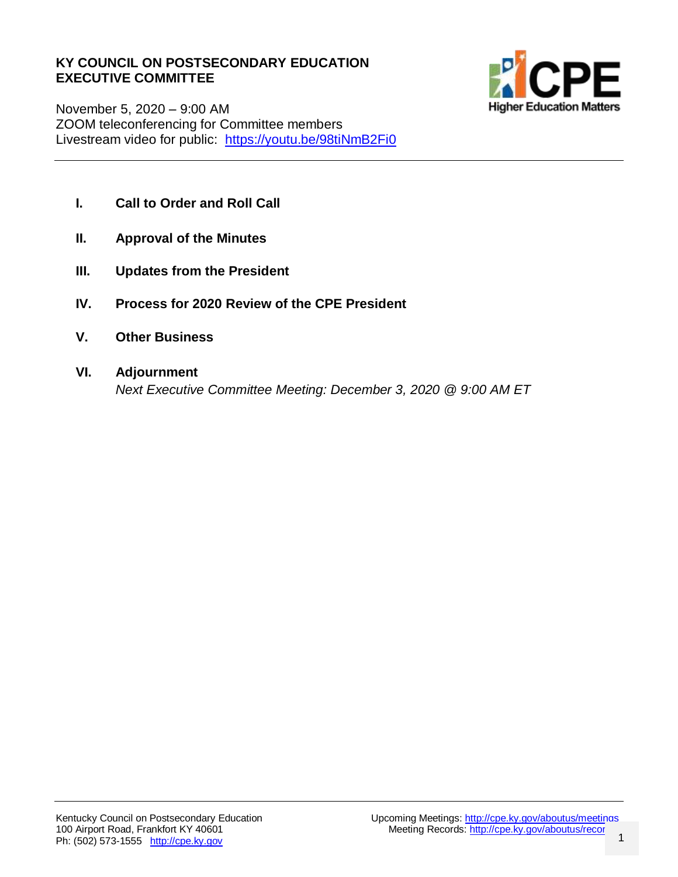# KY COUNCIL ON POSTSECONDARY EDUCATION
## EXECUTIVE COMMITTEE

November 5, 2020 – 9:00 AM
ZOOM teleconferencing for Committee members
Livestream video for public: https://youtu.be/98tiNmB2Fi0

---

I. **Call to Order and Roll Call**

II. **Approval of the Minutes**

III. **Updates from the President**

IV. **Process for 2020 Review of the CPE President**

V. **Other Business**

VI. **Adjournment**
*Next Executive Committee Meeting: December 3, 2020 @ 9:00 AM ET*

---

Kentucky Council on Postsecondary Education
100 Airport Road, Frankfort KY 40601
Ph: (502) 573-1555 http://cpe.ky.gov

Upcoming Meetings: http://cpe.ky.gov/aboutus/meetings
Meeting Records: http://cpe.ky.gov/aboutus/recor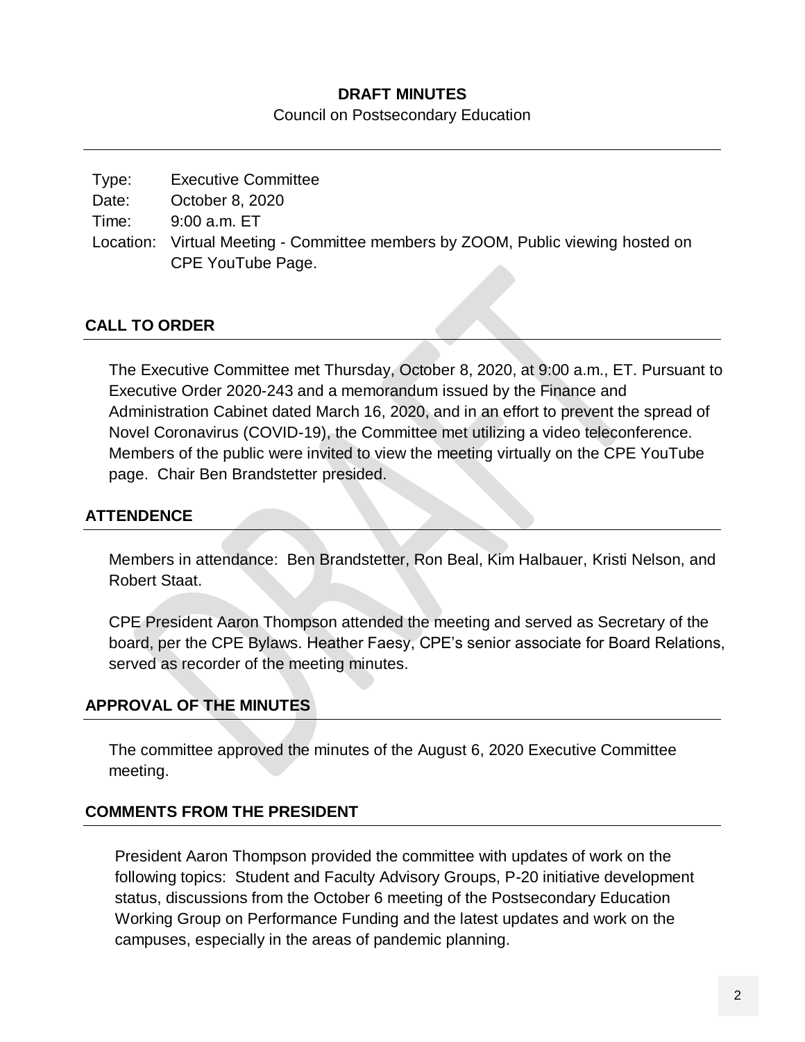**DRAFT MINUTES**

Council on Postsecondary Education

| | |
|---|---|
| Type: | Executive Committee |
| Date: | October 8, 2020 |
| Time: | 9:00 a.m. ET |
| Location: | Virtual Meeting - Committee members by ZOOM, Public viewing hosted on CPE YouTube Page. |

## CALL TO ORDER

The Executive Committee met Thursday, October 8, 2020, at 9:00 a.m., ET. Pursuant to Executive Order 2020-243 and a memorandum issued by the Finance and Administration Cabinet dated March 16, 2020, and in an effort to prevent the spread of Novel Coronavirus (COVID-19), the Committee met utilizing a video teleconference. Members of the public were invited to view the meeting virtually on the CPE YouTube page. Chair Ben Brandstetter presided.

## ATTENDENCE

Members in attendance: Ben Brandstetter, Ron Beal, Kim Halbauer, Kristi Nelson, and Robert Staat.

CPE President Aaron Thompson attended the meeting and served as Secretary of the board, per the CPE Bylaws. Heather Faesy, CPE's senior associate for Board Relations, served as recorder of the meeting minutes.

## APPROVAL OF THE MINUTES

The committee approved the minutes of the August 6, 2020 Executive Committee meeting.

## COMMENTS FROM THE PRESIDENT

President Aaron Thompson provided the committee with updates of work on the following topics: Student and Faculty Advisory Groups, P-20 initiative development status, discussions from the October 6 meeting of the Postsecondary Education Working Group on Performance Funding and the latest updates and work on the campuses, especially in the areas of pandemic planning.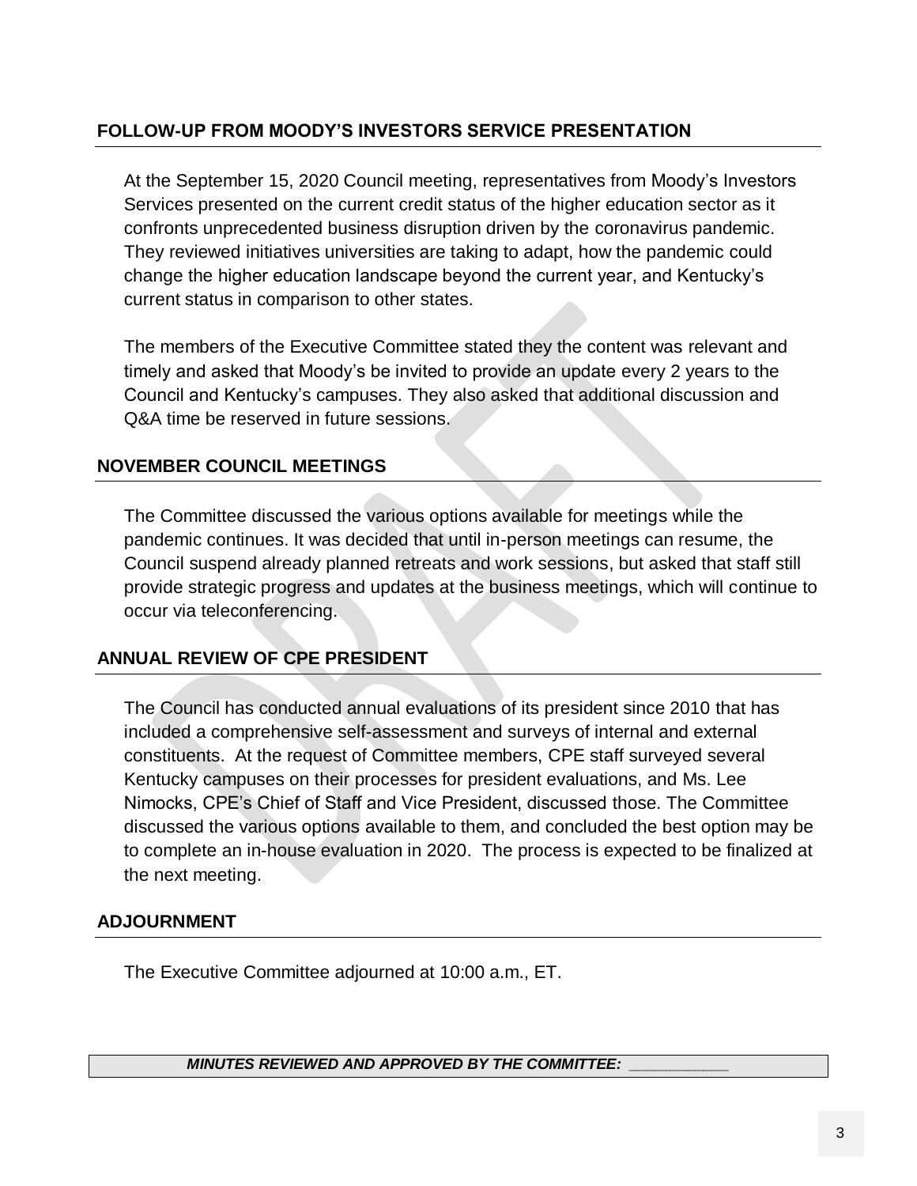## FOLLOW-UP FROM MOODY'S INVESTORS SERVICE PRESENTATION

At the September 15, 2020 Council meeting, representatives from Moody's Investors Services presented on the current credit status of the higher education sector as it confronts unprecedented business disruption driven by the coronavirus pandemic. They reviewed initiatives universities are taking to adapt, how the pandemic could change the higher education landscape beyond the current year, and Kentucky's current status in comparison to other states.

The members of the Executive Committee stated they the content was relevant and timely and asked that Moody's be invited to provide an update every 2 years to the Council and Kentucky's campuses. They also asked that additional discussion and Q&A time be reserved in future sessions.

## NOVEMBER COUNCIL MEETINGS

The Committee discussed the various options available for meetings while the pandemic continues. It was decided that until in-person meetings can resume, the Council suspend already planned retreats and work sessions, but asked that staff still provide strategic progress and updates at the business meetings, which will continue to occur via teleconferencing.

## ANNUAL REVIEW OF CPE PRESIDENT

The Council has conducted annual evaluations of its president since 2010 that has included a comprehensive self-assessment and surveys of internal and external constituents. At the request of Committee members, CPE staff surveyed several Kentucky campuses on their processes for president evaluations, and Ms. Lee Nimocks, CPE's Chief of Staff and Vice President, discussed those. The Committee discussed the various options available to them, and concluded the best option may be to complete an in-house evaluation in 2020. The process is expected to be finalized at the next meeting.

## ADJOURNMENT

The Executive Committee adjourned at 10:00 a.m., ET.

***MINUTES REVIEWED AND APPROVED BY THE COMMITTEE: ___________***